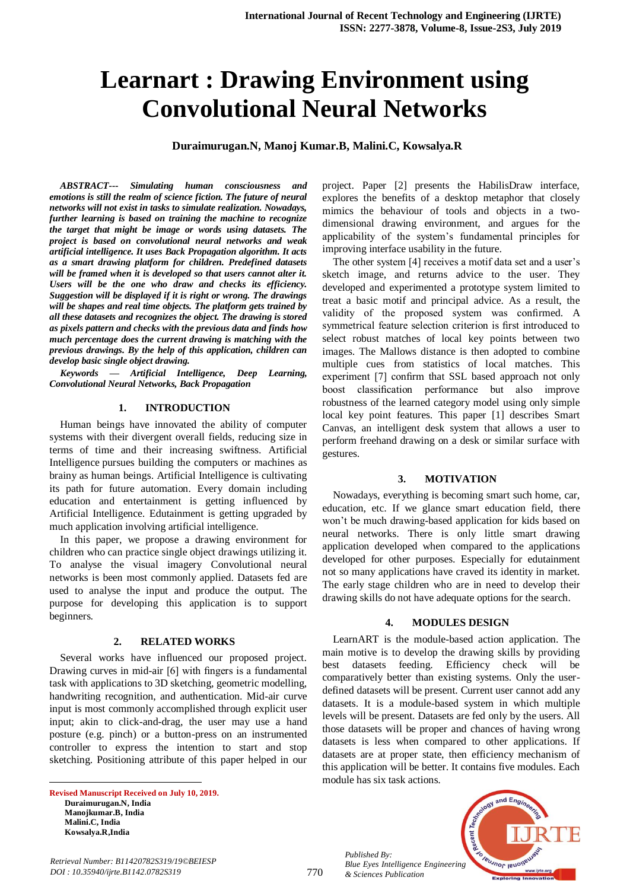# Learnart : Drawing Environment using Convolutional Neural Networks

**Duraimurugan.N, Manoj Kumar.B, Malini.C, Kowsalya.R**

***ABSTRACT--- Simulating human consciousness and emotions is still the realm of science fiction. The future of neural networks will not exist in tasks to simulate realization. Nowadays, further learning is based on training the machine to recognize the target that might be image or words using datasets. The project is based on convolutional neural networks and weak artificial intelligence. It uses Back Propagation algorithm. It acts as a smart drawing platform for children. Predefined datasets will be framed when it is developed so that users cannot alter it. Users will be the one who draw and checks its efficiency. Suggestion will be displayed if it is right or wrong. The drawings will be shapes and real time objects. The platform gets trained by all these datasets and recognizes the object. The drawing is stored as pixels pattern and checks with the previous data and finds how much percentage does the current drawing is matching with the previous drawings. By the help of this application, children can develop basic single object drawing.***

***Keywords — Artificial Intelligence, Deep Learning, Convolutional Neural Networks, Back Propagation***

## 1. INTRODUCTION

Human beings have innovated the ability of computer systems with their divergent overall fields, reducing size in terms of time and their increasing swiftness. Artificial Intelligence pursues building the computers or machines as brainy as human beings. Artificial Intelligence is cultivating its path for future automation. Every domain including education and entertainment is getting influenced by Artificial Intelligence. Edutainment is getting upgraded by much application involving artificial intelligence.

In this paper, we propose a drawing environment for children who can practice single object drawings utilizing it. To analyse the visual imagery Convolutional neural networks is been most commonly applied. Datasets fed are used to analyse the input and produce the output. The purpose for developing this application is to support beginners.

## 2. RELATED WORKS

Several works have influenced our proposed project. Drawing curves in mid-air [6] with fingers is a fundamental task with applications to 3D sketching, geometric modelling, handwriting recognition, and authentication. Mid-air curve input is most commonly accomplished through explicit user input; akin to click-and-drag, the user may use a hand posture (e.g. pinch) or a button-press on an instrumented controller to express the intention to start and stop sketching. Positioning attribute of this paper helped in our project. Paper [2] presents the HabilisDraw interface, explores the benefits of a desktop metaphor that closely mimics the behaviour of tools and objects in a two-dimensional drawing environment, and argues for the applicability of the system's fundamental principles for improving interface usability in the future.

The other system [4] receives a motif data set and a user's sketch image, and returns advice to the user. They developed and experimented a prototype system limited to treat a basic motif and principal advice. As a result, the validity of the proposed system was confirmed. A symmetrical feature selection criterion is first introduced to select robust matches of local key points between two images. The Mallows distance is then adopted to combine multiple cues from statistics of local matches. This experiment [7] confirm that SSL based approach not only boost classification performance but also improve robustness of the learned category model using only simple local key point features. This paper [1] describes Smart Canvas, an intelligent desk system that allows a user to perform freehand drawing on a desk or similar surface with gestures.

## 3. MOTIVATION

Nowadays, everything is becoming smart such home, car, education, etc. If we glance smart education field, there won't be much drawing-based application for kids based on neural networks. There is only little smart drawing application developed when compared to the applications developed for other purposes. Especially for edutainment not so many applications have craved its identity in market. The early stage children who are in need to develop their drawing skills do not have adequate options for the search.

## 4. MODULES DESIGN

LearnART is the module-based action application. The main motive is to develop the drawing skills by providing best datasets feeding. Efficiency check will be comparatively better than existing systems. Only the user-defined datasets will be present. Current user cannot add any datasets. It is a module-based system in which multiple levels will be present. Datasets are fed only by the users. All those datasets will be proper and chances of having wrong datasets is less when compared to other applications. If datasets are at proper state, then efficiency mechanism of this application will be better. It contains five modules. Each module has six task actions.

---

**Revised Manuscript Received on July 10, 2019.**

**Duraimurugan.N, India**
**Manojkumar.B, India**
**Malini.C, India**
**Kowsalya.R,India**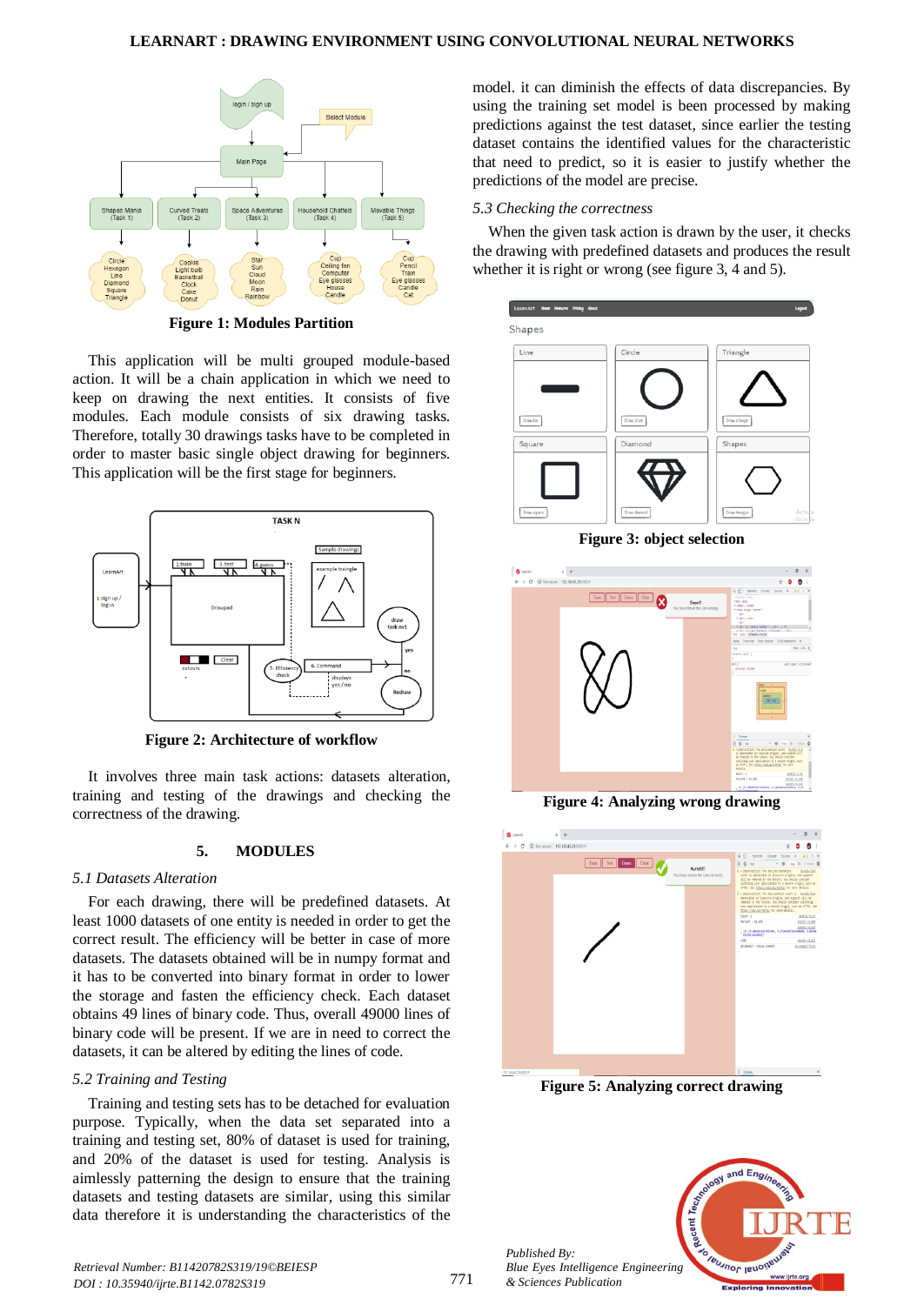Figure 1: Modules Partition

This application will be multi grouped module-based action. It will be a chain application in which we need to keep on drawing the next entities. It consists of five modules. Each module consists of six drawing tasks. Therefore, totally 30 drawings tasks have to be completed in order to master basic single object drawing for beginners. This application will be the first stage for beginners.

Figure 2: Architecture of workflow

It involves three main task actions: datasets alteration, training and testing of the drawings and checking the correctness of the drawing.

## 5. MODULES

### 5.1 Datasets Alteration

For each drawing, there will be predefined datasets. At least 1000 datasets of one entity is needed in order to get the correct result. The efficiency will be better in case of more datasets. The datasets obtained will be in numpy format and it has to be converted into binary format in order to lower the storage and fasten the efficiency check. Each dataset obtains 49 lines of binary code. Thus, overall 49000 lines of binary code will be present. If we are in need to correct the datasets, it can be altered by editing the lines of code.

### 5.2 Training and Testing

Training and testing sets has to be detached for evaluation purpose. Typically, when the data set separated into a training and testing set, 80% of dataset is used for training, and 20% of the dataset is used for testing. Analysis is aimlessly patterning the design to ensure that the training datasets and testing datasets are similar, using this similar data therefore it is understanding the characteristics of the model. it can diminish the effects of data discrepancies. By using the training set model is been processed by making predictions against the test dataset, since earlier the testing dataset contains the identified values for the characteristic that need to predict, so it is easier to justify whether the predictions of the model are precise.

### 5.3 Checking the correctness

When the given task action is drawn by the user, it checks the drawing with predefined datasets and produces the result whether it is right or wrong (see figure 3, 4 and 5).

Figure 3: object selection

Figure 4: Analyzing wrong drawing

Figure 5: Analyzing correct drawing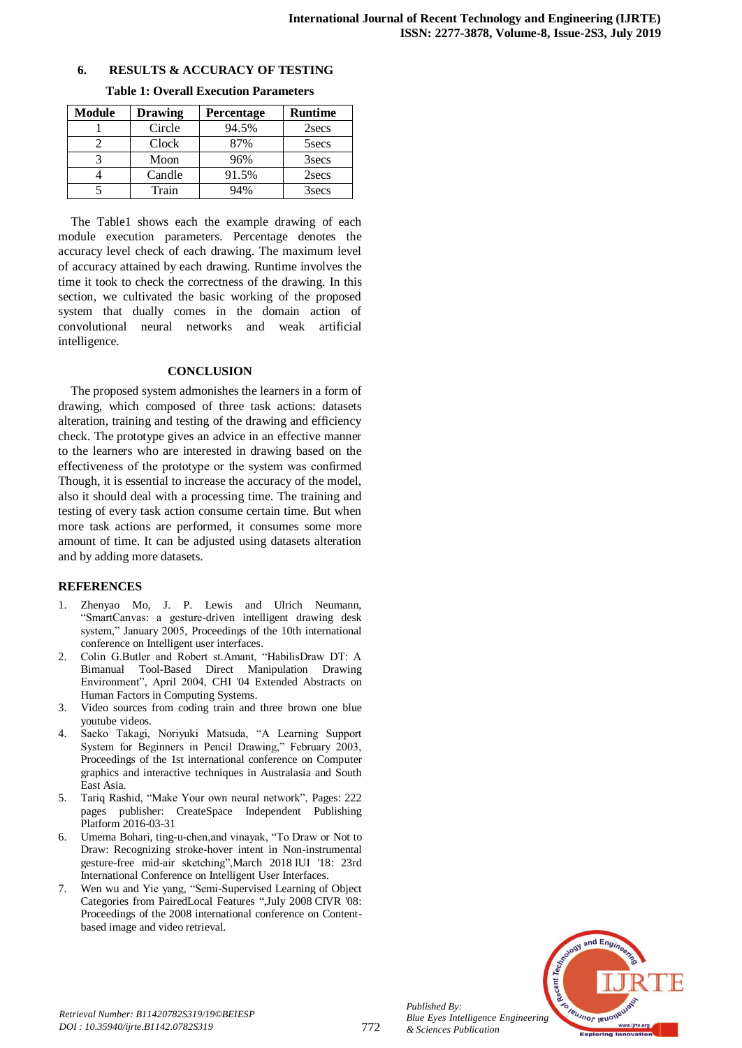## 6. RESULTS & ACCURACY OF TESTING

**Table 1: Overall Execution Parameters**

| Module | Drawing | Percentage | Runtime |
|---|---|---|---|
| 1 | Circle | 94.5% | 2secs |
| 2 | Clock | 87% | 5secs |
| 3 | Moon | 96% | 3secs |
| 4 | Candle | 91.5% | 2secs |
| 5 | Train | 94% | 3secs |

The Table1 shows each the example drawing of each module execution parameters. Percentage denotes the accuracy level check of each drawing. The maximum level of accuracy attained by each drawing. Runtime involves the time it took to check the correctness of the drawing. In this section, we cultivated the basic working of the proposed system that dually comes in the domain action of convolutional neural networks and weak artificial intelligence.

## CONCLUSION

The proposed system admonishes the learners in a form of drawing, which composed of three task actions: datasets alteration, training and testing of the drawing and efficiency check. The prototype gives an advice in an effective manner to the learners who are interested in drawing based on the effectiveness of the prototype or the system was confirmed Though, it is essential to increase the accuracy of the model, also it should deal with a processing time. The training and testing of every task action consume certain time. But when more task actions are performed, it consumes some more amount of time. It can be adjusted using datasets alteration and by adding more datasets.

## REFERENCES

1. Zhenyao Mo, J. P. Lewis and Ulrich Neumann, "SmartCanvas: a gesture-driven intelligent drawing desk system," January 2005, Proceedings of the 10th international conference on Intelligent user interfaces.
2. Colin G.Butler and Robert st.Amant, "HabilisDraw DT: A Bimanual Tool-Based Direct Manipulation Drawing Environment", April 2004, CHI '04 Extended Abstracts on Human Factors in Computing Systems.
3. Video sources from coding train and three brown one blue youtube videos.
4. Saeko Takagi, Noriyuki Matsuda, "A Learning Support System for Beginners in Pencil Drawing," February 2003, Proceedings of the 1st international conference on Computer graphics and interactive techniques in Australasia and South East Asia.
5. Tariq Rashid, "Make Your own neural network", Pages: 222 pages publisher: CreateSpace Independent Publishing Platform 2016-03-31
6. Umema Bohari, ting-u-chen,and vinayak, "To Draw or Not to Draw: Recognizing stroke-hover intent in Non-instrumental gesture-free mid-air sketching",March 2018 IUI '18: 23rd International Conference on Intelligent User Interfaces.
7. Wen wu and Yie yang, "Semi-Supervised Learning of Object Categories from PairedLocal Features ",July 2008 CIVR '08: Proceedings of the 2008 international conference on Content-based image and video retrieval.